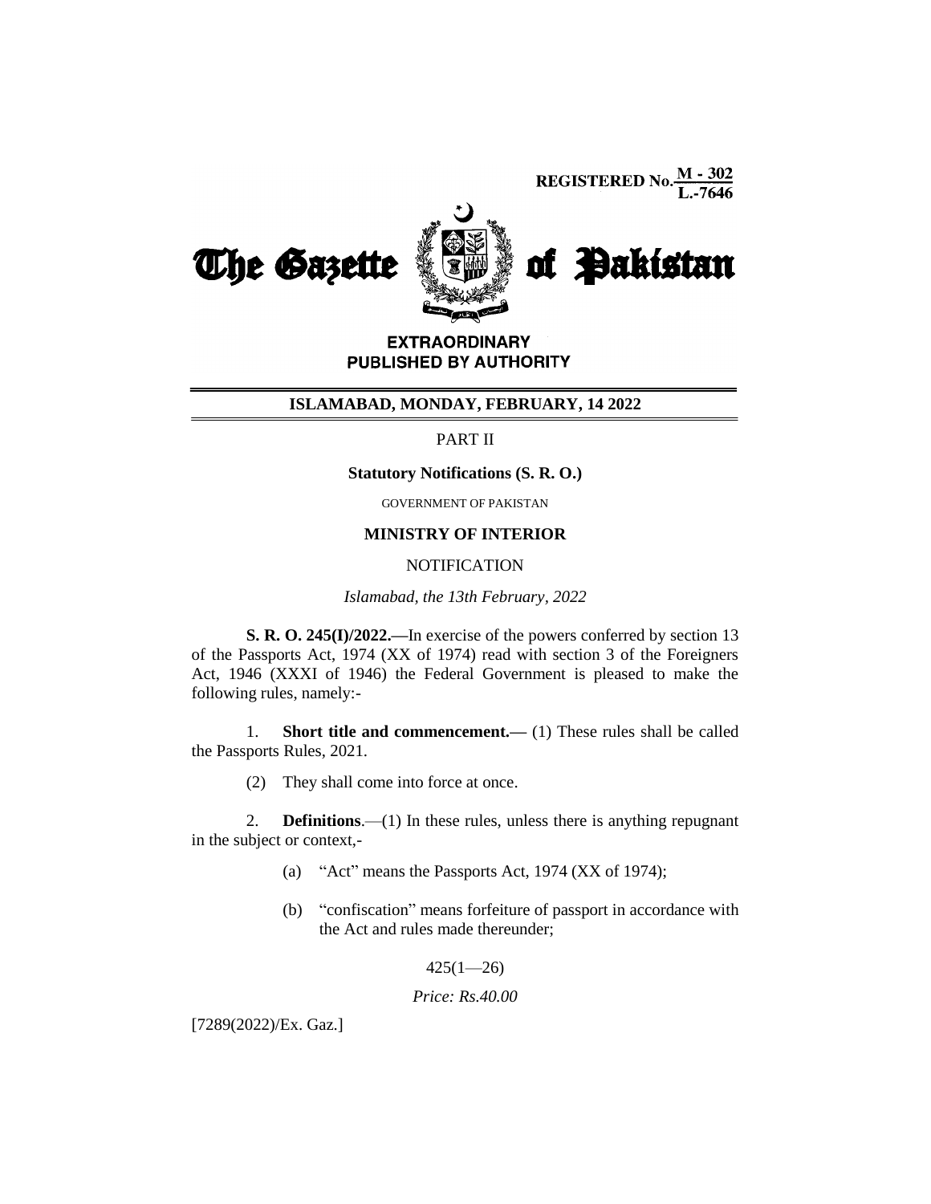REGISTERED No. M - 302 / L.-7646

# The Gazette of Pakistan

**EXTRAORDINARY**
**PUBLISHED BY AUTHORITY**

**ISLAMABAD, MONDAY, FEBRUARY, 14 2022**

PART II

**Statutory Notifications (S. R. O.)**

GOVERNMENT OF PAKISTAN

**MINISTRY OF INTERIOR**

NOTIFICATION

*Islamabad, the 13th February, 2022*

**S. R. O. 245(I)/2022.—**In exercise of the powers conferred by section 13 of the Passports Act, 1974 (XX of 1974) read with section 3 of the Foreigners Act, 1946 (XXXI of 1946) the Federal Government is pleased to make the following rules, namely:-

1. **Short title and commencement.—** (1) These rules shall be called the Passports Rules, 2021.

(2) They shall come into force at once.

2. **Definitions**.—(1) In these rules, unless there is anything repugnant in the subject or context,-

(a) "Act" means the Passports Act, 1974 (XX of 1974);

(b) "confiscation" means forfeiture of passport in accordance with the Act and rules made thereunder;

425(1—26)

*Price: Rs.40.00*

[7289(2022)/Ex. Gaz.]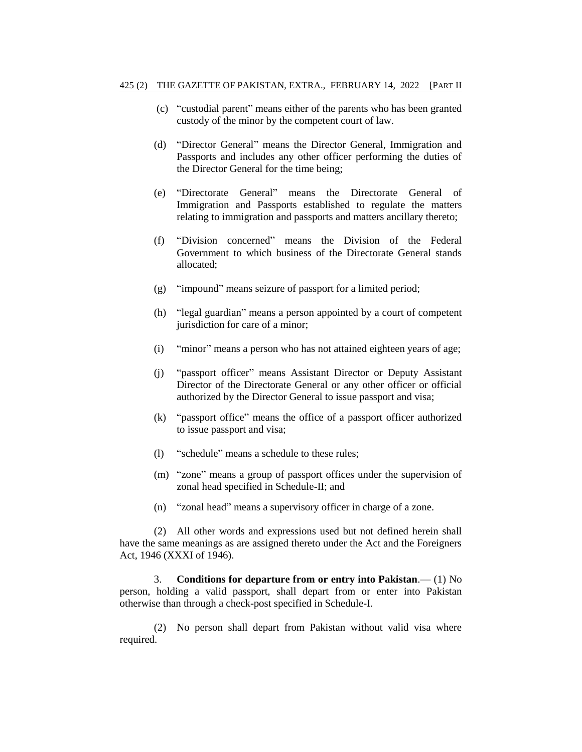(c) "custodial parent" means either of the parents who has been granted custody of the minor by the competent court of law.

(d) "Director General" means the Director General, Immigration and Passports and includes any other officer performing the duties of the Director General for the time being;

(e) "Directorate General" means the Directorate General of Immigration and Passports established to regulate the matters relating to immigration and passports and matters ancillary thereto;

(f) "Division concerned" means the Division of the Federal Government to which business of the Directorate General stands allocated;

(g) "impound" means seizure of passport for a limited period;

(h) "legal guardian" means a person appointed by a court of competent jurisdiction for care of a minor;

(i) "minor" means a person who has not attained eighteen years of age;

(j) "passport officer" means Assistant Director or Deputy Assistant Director of the Directorate General or any other officer or official authorized by the Director General to issue passport and visa;

(k) "passport office" means the office of a passport officer authorized to issue passport and visa;

(l) "schedule" means a schedule to these rules;

(m) "zone" means a group of passport offices under the supervision of zonal head specified in Schedule-II; and

(n) "zonal head" means a supervisory officer in charge of a zone.

(2) All other words and expressions used but not defined herein shall have the same meanings as are assigned thereto under the Act and the Foreigners Act, 1946 (XXXI of 1946).

3. **Conditions for departure from or entry into Pakistan**.— (1) No person, holding a valid passport, shall depart from or enter into Pakistan otherwise than through a check-post specified in Schedule-I.

(2) No person shall depart from Pakistan without valid visa where required.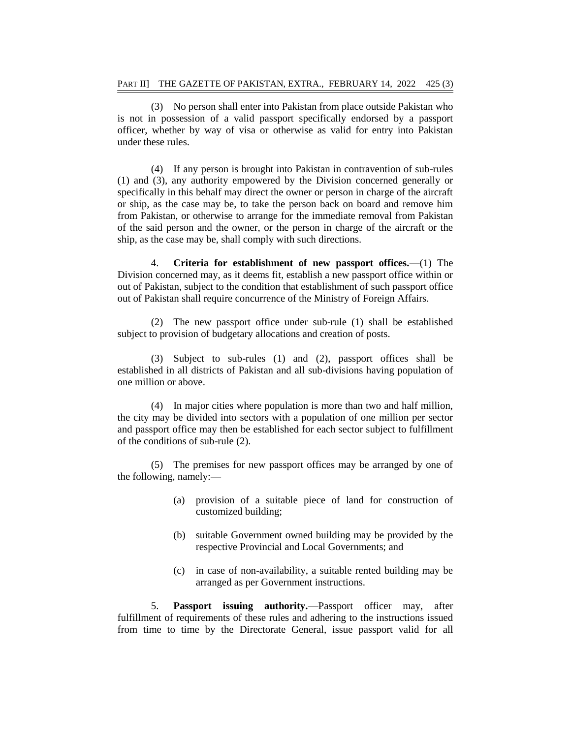(3) No person shall enter into Pakistan from place outside Pakistan who is not in possession of a valid passport specifically endorsed by a passport officer, whether by way of visa or otherwise as valid for entry into Pakistan under these rules.

(4) If any person is brought into Pakistan in contravention of sub-rules (1) and (3), any authority empowered by the Division concerned generally or specifically in this behalf may direct the owner or person in charge of the aircraft or ship, as the case may be, to take the person back on board and remove him from Pakistan, or otherwise to arrange for the immediate removal from Pakistan of the said person and the owner, or the person in charge of the aircraft or the ship, as the case may be, shall comply with such directions.

4. **Criteria for establishment of new passport offices.**—(1) The Division concerned may, as it deems fit, establish a new passport office within or out of Pakistan, subject to the condition that establishment of such passport office out of Pakistan shall require concurrence of the Ministry of Foreign Affairs.

(2) The new passport office under sub-rule (1) shall be established subject to provision of budgetary allocations and creation of posts.

(3) Subject to sub-rules (1) and (2), passport offices shall be established in all districts of Pakistan and all sub-divisions having population of one million or above.

(4) In major cities where population is more than two and half million, the city may be divided into sectors with a population of one million per sector and passport office may then be established for each sector subject to fulfillment of the conditions of sub-rule (2).

(5) The premises for new passport offices may be arranged by one of the following, namely:—

(a) provision of a suitable piece of land for construction of customized building;

(b) suitable Government owned building may be provided by the respective Provincial and Local Governments; and

(c) in case of non-availability, a suitable rented building may be arranged as per Government instructions.

5. **Passport issuing authority.**—Passport officer may, after fulfillment of requirements of these rules and adhering to the instructions issued from time to time by the Directorate General, issue passport valid for all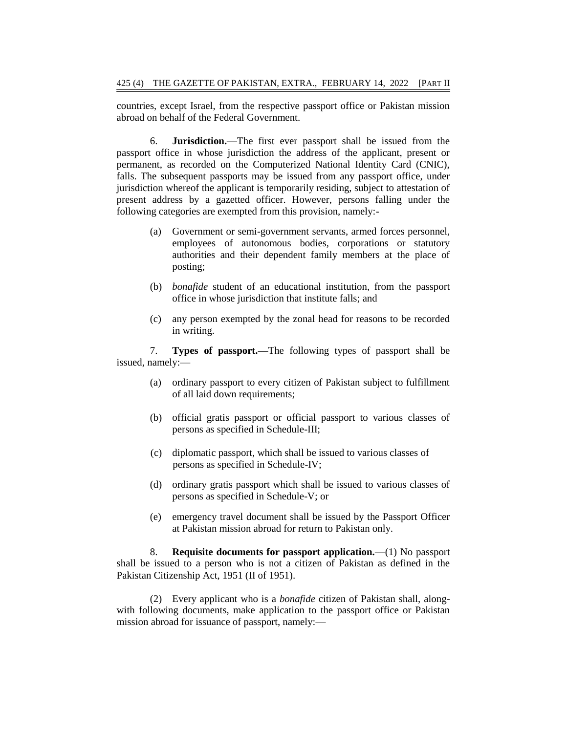countries, except Israel, from the respective passport office or Pakistan mission abroad on behalf of the Federal Government.

6. **Jurisdiction.**—The first ever passport shall be issued from the passport office in whose jurisdiction the address of the applicant, present or permanent, as recorded on the Computerized National Identity Card (CNIC), falls. The subsequent passports may be issued from any passport office, under jurisdiction whereof the applicant is temporarily residing, subject to attestation of present address by a gazetted officer. However, persons falling under the following categories are exempted from this provision, namely:-

(a) Government or semi-government servants, armed forces personnel, employees of autonomous bodies, corporations or statutory authorities and their dependent family members at the place of posting;

(b) *bonafide* student of an educational institution, from the passport office in whose jurisdiction that institute falls; and

(c) any person exempted by the zonal head for reasons to be recorded in writing.

7. **Types of passport.—**The following types of passport shall be issued, namely:—

(a) ordinary passport to every citizen of Pakistan subject to fulfillment of all laid down requirements;

(b) official gratis passport or official passport to various classes of persons as specified in Schedule-III;

(c) diplomatic passport, which shall be issued to various classes of persons as specified in Schedule-IV;

(d) ordinary gratis passport which shall be issued to various classes of persons as specified in Schedule-V; or

(e) emergency travel document shall be issued by the Passport Officer at Pakistan mission abroad for return to Pakistan only.

8. **Requisite documents for passport application.**—(1) No passport shall be issued to a person who is not a citizen of Pakistan as defined in the Pakistan Citizenship Act, 1951 (II of 1951).

(2) Every applicant who is a *bonafide* citizen of Pakistan shall, along-with following documents, make application to the passport office or Pakistan mission abroad for issuance of passport, namely:—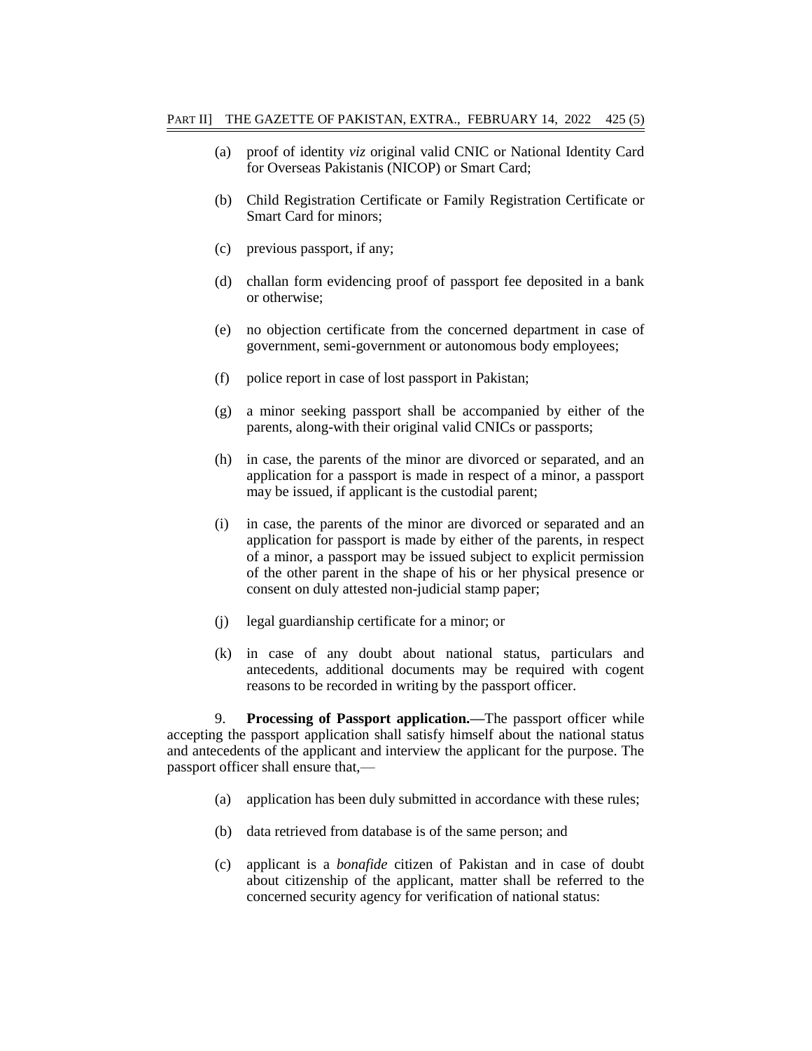(a) proof of identity *viz* original valid CNIC or National Identity Card for Overseas Pakistanis (NICOP) or Smart Card;

(b) Child Registration Certificate or Family Registration Certificate or Smart Card for minors;

(c) previous passport, if any;

(d) challan form evidencing proof of passport fee deposited in a bank or otherwise;

(e) no objection certificate from the concerned department in case of government, semi-government or autonomous body employees;

(f) police report in case of lost passport in Pakistan;

(g) a minor seeking passport shall be accompanied by either of the parents, along-with their original valid CNICs or passports;

(h) in case, the parents of the minor are divorced or separated, and an application for a passport is made in respect of a minor, a passport may be issued, if applicant is the custodial parent;

(i) in case, the parents of the minor are divorced or separated and an application for passport is made by either of the parents, in respect of a minor, a passport may be issued subject to explicit permission of the other parent in the shape of his or her physical presence or consent on duly attested non-judicial stamp paper;

(j) legal guardianship certificate for a minor; or

(k) in case of any doubt about national status, particulars and antecedents, additional documents may be required with cogent reasons to be recorded in writing by the passport officer.

9. **Processing of Passport application.—**The passport officer while accepting the passport application shall satisfy himself about the national status and antecedents of the applicant and interview the applicant for the purpose. The passport officer shall ensure that,—

(a) application has been duly submitted in accordance with these rules;

(b) data retrieved from database is of the same person; and

(c) applicant is a *bonafide* citizen of Pakistan and in case of doubt about citizenship of the applicant, matter shall be referred to the concerned security agency for verification of national status: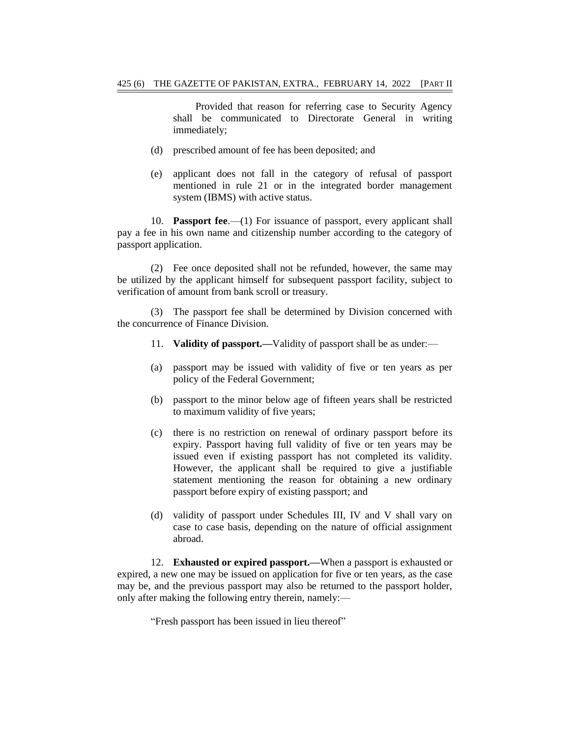Provided that reason for referring case to Security Agency shall be communicated to Directorate General in writing immediately;

(d) prescribed amount of fee has been deposited; and

(e) applicant does not fall in the category of refusal of passport mentioned in rule 21 or in the integrated border management system (IBMS) with active status.

10. **Passport fee**.—(1) For issuance of passport, every applicant shall pay a fee in his own name and citizenship number according to the category of passport application.

(2) Fee once deposited shall not be refunded, however, the same may be utilized by the applicant himself for subsequent passport facility, subject to verification of amount from bank scroll or treasury.

(3) The passport fee shall be determined by Division concerned with the concurrence of Finance Division.

11. **Validity of passport.—**Validity of passport shall be as under:—

(a) passport may be issued with validity of five or ten years as per policy of the Federal Government;

(b) passport to the minor below age of fifteen years shall be restricted to maximum validity of five years;

(c) there is no restriction on renewal of ordinary passport before its expiry. Passport having full validity of five or ten years may be issued even if existing passport has not completed its validity. However, the applicant shall be required to give a justifiable statement mentioning the reason for obtaining a new ordinary passport before expiry of existing passport; and

(d) validity of passport under Schedules III, IV and V shall vary on case to case basis, depending on the nature of official assignment abroad.

12. **Exhausted or expired passport.—**When a passport is exhausted or expired, a new one may be issued on application for five or ten years, as the case may be, and the previous passport may also be returned to the passport holder, only after making the following entry therein, namely:—

"Fresh passport has been issued in lieu thereof"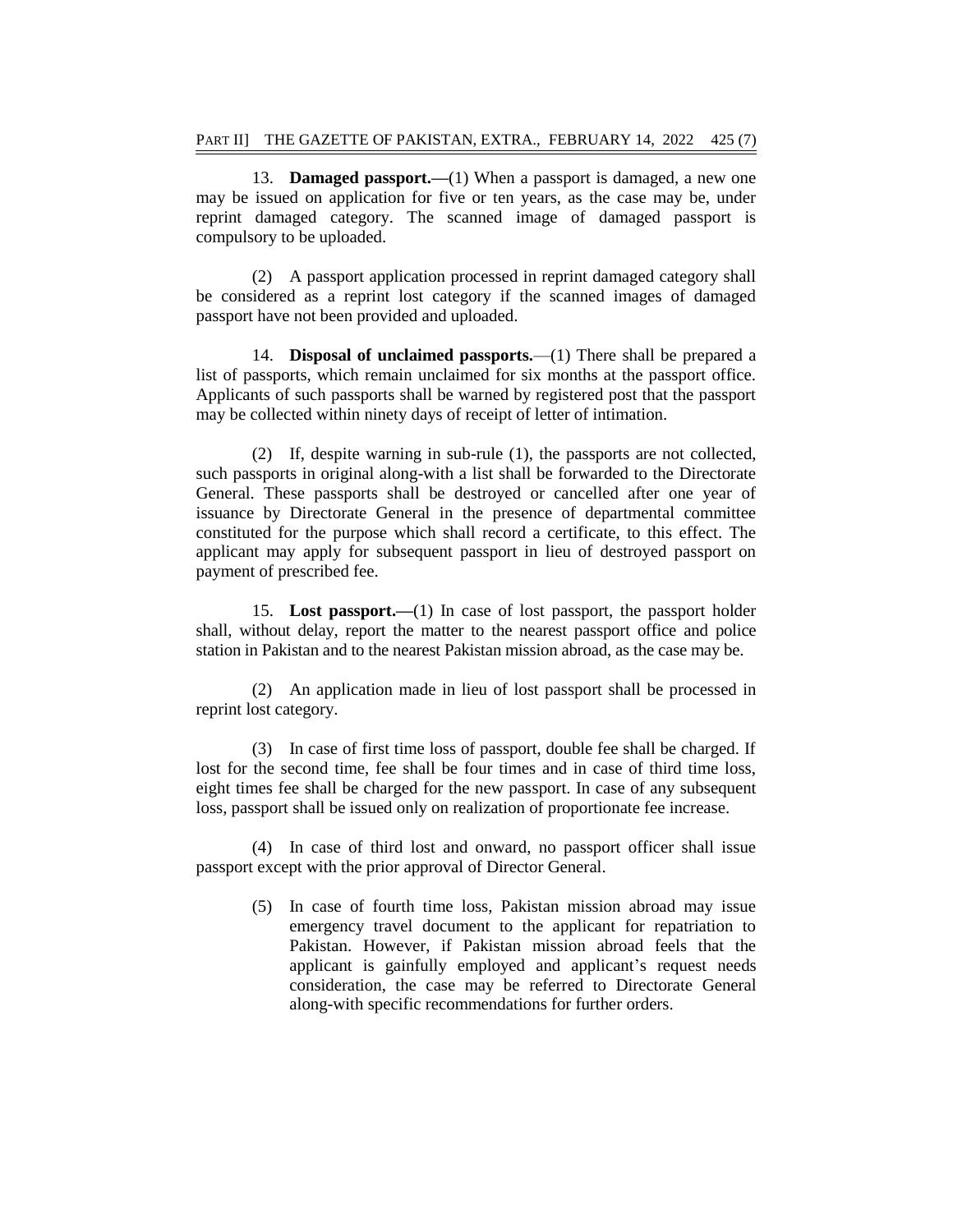13. **Damaged passport.—**(1) When a passport is damaged, a new one may be issued on application for five or ten years, as the case may be, under reprint damaged category. The scanned image of damaged passport is compulsory to be uploaded.

(2) A passport application processed in reprint damaged category shall be considered as a reprint lost category if the scanned images of damaged passport have not been provided and uploaded.

14. **Disposal of unclaimed passports.**—(1) There shall be prepared a list of passports, which remain unclaimed for six months at the passport office. Applicants of such passports shall be warned by registered post that the passport may be collected within ninety days of receipt of letter of intimation.

(2) If, despite warning in sub-rule (1), the passports are not collected, such passports in original along-with a list shall be forwarded to the Directorate General. These passports shall be destroyed or cancelled after one year of issuance by Directorate General in the presence of departmental committee constituted for the purpose which shall record a certificate, to this effect. The applicant may apply for subsequent passport in lieu of destroyed passport on payment of prescribed fee.

15. **Lost passport.—**(1) In case of lost passport, the passport holder shall, without delay, report the matter to the nearest passport office and police station in Pakistan and to the nearest Pakistan mission abroad, as the case may be.

(2) An application made in lieu of lost passport shall be processed in reprint lost category.

(3) In case of first time loss of passport, double fee shall be charged. If lost for the second time, fee shall be four times and in case of third time loss, eight times fee shall be charged for the new passport. In case of any subsequent loss, passport shall be issued only on realization of proportionate fee increase.

(4) In case of third lost and onward, no passport officer shall issue passport except with the prior approval of Director General.

(5) In case of fourth time loss, Pakistan mission abroad may issue emergency travel document to the applicant for repatriation to Pakistan. However, if Pakistan mission abroad feels that the applicant is gainfully employed and applicant's request needs consideration, the case may be referred to Directorate General along-with specific recommendations for further orders.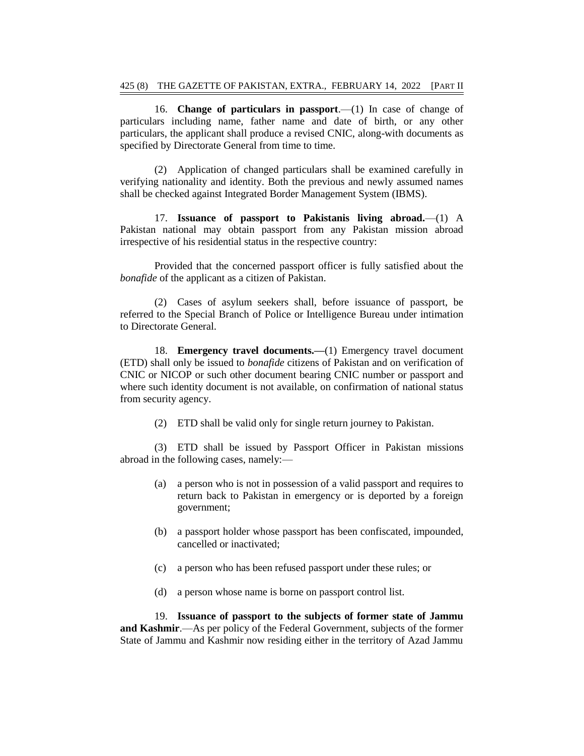16. **Change of particulars in passport**.—(1) In case of change of particulars including name, father name and date of birth, or any other particulars, the applicant shall produce a revised CNIC, along-with documents as specified by Directorate General from time to time.

(2) Application of changed particulars shall be examined carefully in verifying nationality and identity. Both the previous and newly assumed names shall be checked against Integrated Border Management System (IBMS).

17. **Issuance of passport to Pakistanis living abroad.**—(1) A Pakistan national may obtain passport from any Pakistan mission abroad irrespective of his residential status in the respective country:

Provided that the concerned passport officer is fully satisfied about the *bonafide* of the applicant as a citizen of Pakistan.

(2) Cases of asylum seekers shall, before issuance of passport, be referred to the Special Branch of Police or Intelligence Bureau under intimation to Directorate General.

18. **Emergency travel documents.—**(1) Emergency travel document (ETD) shall only be issued to *bonafide* citizens of Pakistan and on verification of CNIC or NICOP or such other document bearing CNIC number or passport and where such identity document is not available, on confirmation of national status from security agency.

(2) ETD shall be valid only for single return journey to Pakistan.

(3) ETD shall be issued by Passport Officer in Pakistan missions abroad in the following cases, namely:—

(a) a person who is not in possession of a valid passport and requires to return back to Pakistan in emergency or is deported by a foreign government;

(b) a passport holder whose passport has been confiscated, impounded, cancelled or inactivated;

(c) a person who has been refused passport under these rules; or

(d) a person whose name is borne on passport control list.

19. **Issuance of passport to the subjects of former state of Jammu and Kashmir**.—As per policy of the Federal Government, subjects of the former State of Jammu and Kashmir now residing either in the territory of Azad Jammu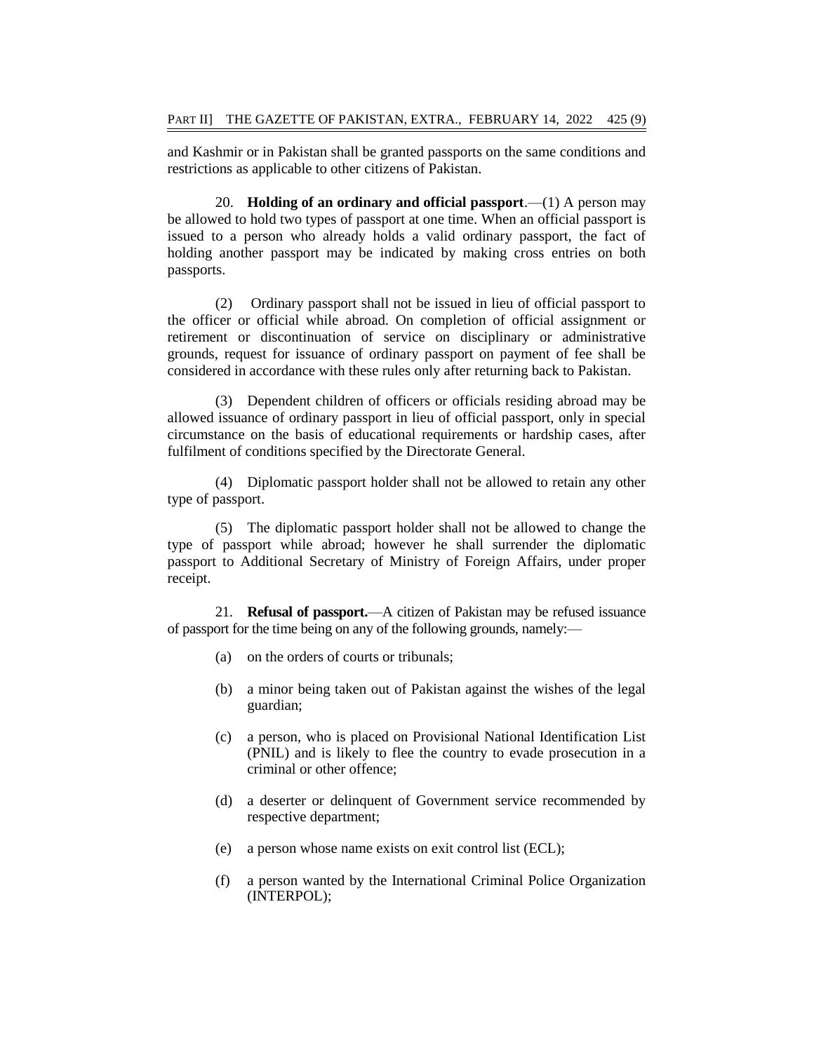and Kashmir or in Pakistan shall be granted passports on the same conditions and restrictions as applicable to other citizens of Pakistan.

20. **Holding of an ordinary and official passport**.—(1) A person may be allowed to hold two types of passport at one time. When an official passport is issued to a person who already holds a valid ordinary passport, the fact of holding another passport may be indicated by making cross entries on both passports.

(2) Ordinary passport shall not be issued in lieu of official passport to the officer or official while abroad. On completion of official assignment or retirement or discontinuation of service on disciplinary or administrative grounds, request for issuance of ordinary passport on payment of fee shall be considered in accordance with these rules only after returning back to Pakistan.

(3) Dependent children of officers or officials residing abroad may be allowed issuance of ordinary passport in lieu of official passport, only in special circumstance on the basis of educational requirements or hardship cases, after fulfilment of conditions specified by the Directorate General.

(4) Diplomatic passport holder shall not be allowed to retain any other type of passport.

(5) The diplomatic passport holder shall not be allowed to change the type of passport while abroad; however he shall surrender the diplomatic passport to Additional Secretary of Ministry of Foreign Affairs, under proper receipt.

21. **Refusal of passport.**—A citizen of Pakistan may be refused issuance of passport for the time being on any of the following grounds, namely:—

(a) on the orders of courts or tribunals;

(b) a minor being taken out of Pakistan against the wishes of the legal guardian;

(c) a person, who is placed on Provisional National Identification List (PNIL) and is likely to flee the country to evade prosecution in a criminal or other offence;

(d) a deserter or delinquent of Government service recommended by respective department;

(e) a person whose name exists on exit control list (ECL);

(f) a person wanted by the International Criminal Police Organization (INTERPOL);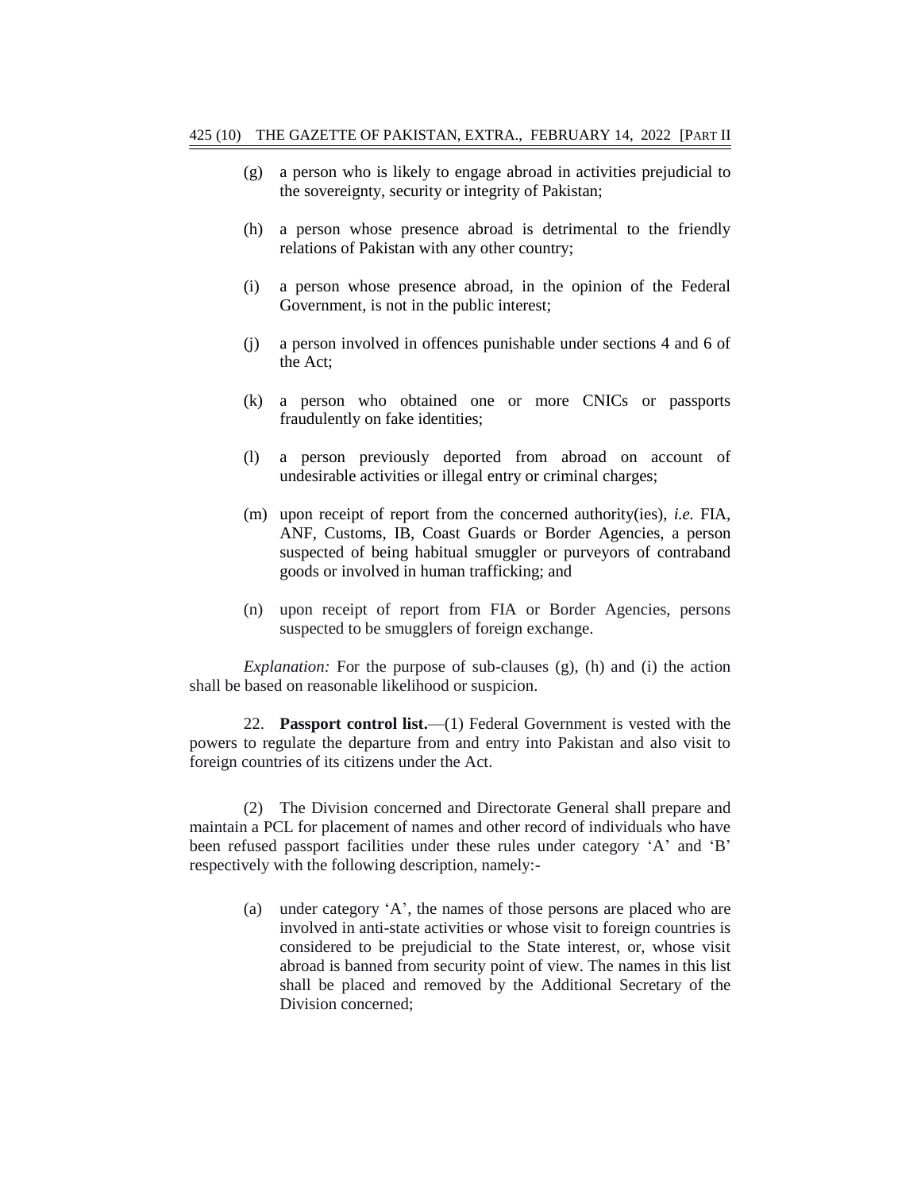(g) a person who is likely to engage abroad in activities prejudicial to the sovereignty, security or integrity of Pakistan;

(h) a person whose presence abroad is detrimental to the friendly relations of Pakistan with any other country;

(i) a person whose presence abroad, in the opinion of the Federal Government, is not in the public interest;

(j) a person involved in offences punishable under sections 4 and 6 of the Act;

(k) a person who obtained one or more CNICs or passports fraudulently on fake identities;

(l) a person previously deported from abroad on account of undesirable activities or illegal entry or criminal charges;

(m) upon receipt of report from the concerned authority(ies), *i.e.* FIA, ANF, Customs, IB, Coast Guards or Border Agencies, a person suspected of being habitual smuggler or purveyors of contraband goods or involved in human trafficking; and

(n) upon receipt of report from FIA or Border Agencies, persons suspected to be smugglers of foreign exchange.

*Explanation:* For the purpose of sub-clauses (g), (h) and (i) the action shall be based on reasonable likelihood or suspicion.

22. **Passport control list.**—(1) Federal Government is vested with the powers to regulate the departure from and entry into Pakistan and also visit to foreign countries of its citizens under the Act.

(2) The Division concerned and Directorate General shall prepare and maintain a PCL for placement of names and other record of individuals who have been refused passport facilities under these rules under category 'A' and 'B' respectively with the following description, namely:-

(a) under category 'A', the names of those persons are placed who are involved in anti-state activities or whose visit to foreign countries is considered to be prejudicial to the State interest, or, whose visit abroad is banned from security point of view. The names in this list shall be placed and removed by the Additional Secretary of the Division concerned;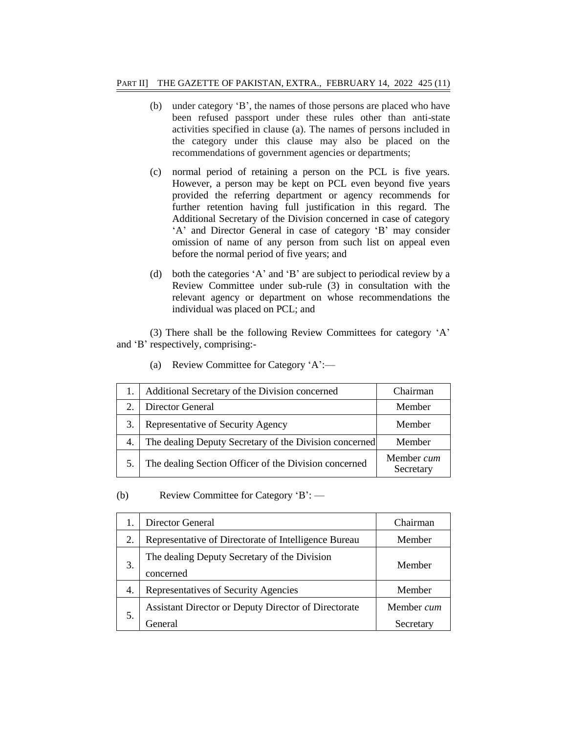(b) under category 'B', the names of those persons are placed who have been refused passport under these rules other than anti-state activities specified in clause (a). The names of persons included in the category under this clause may also be placed on the recommendations of government agencies or departments;

(c) normal period of retaining a person on the PCL is five years. However, a person may be kept on PCL even beyond five years provided the referring department or agency recommends for further retention having full justification in this regard. The Additional Secretary of the Division concerned in case of category 'A' and Director General in case of category 'B' may consider omission of name of any person from such list on appeal even before the normal period of five years; and

(d) both the categories 'A' and 'B' are subject to periodical review by a Review Committee under sub-rule (3) in consultation with the relevant agency or department on whose recommendations the individual was placed on PCL; and

(3) There shall be the following Review Committees for category 'A' and 'B' respectively, comprising:-

(a) Review Committee for Category 'A':—

| | | |
|---|---|---|
| 1. | Additional Secretary of the Division concerned | Chairman |
| 2. | Director General | Member |
| 3. | Representative of Security Agency | Member |
| 4. | The dealing Deputy Secretary of the Division concerned | Member |
| 5. | The dealing Section Officer of the Division concerned | Member *cum* Secretary |

(b) Review Committee for Category 'B': —

| | | |
|---|---|---|
| 1. | Director General | Chairman |
| 2. | Representative of Directorate of Intelligence Bureau | Member |
| 3. | The dealing Deputy Secretary of the Division concerned | Member |
| 4. | Representatives of Security Agencies | Member |
| 5. | Assistant Director or Deputy Director of Directorate General | Member *cum* Secretary |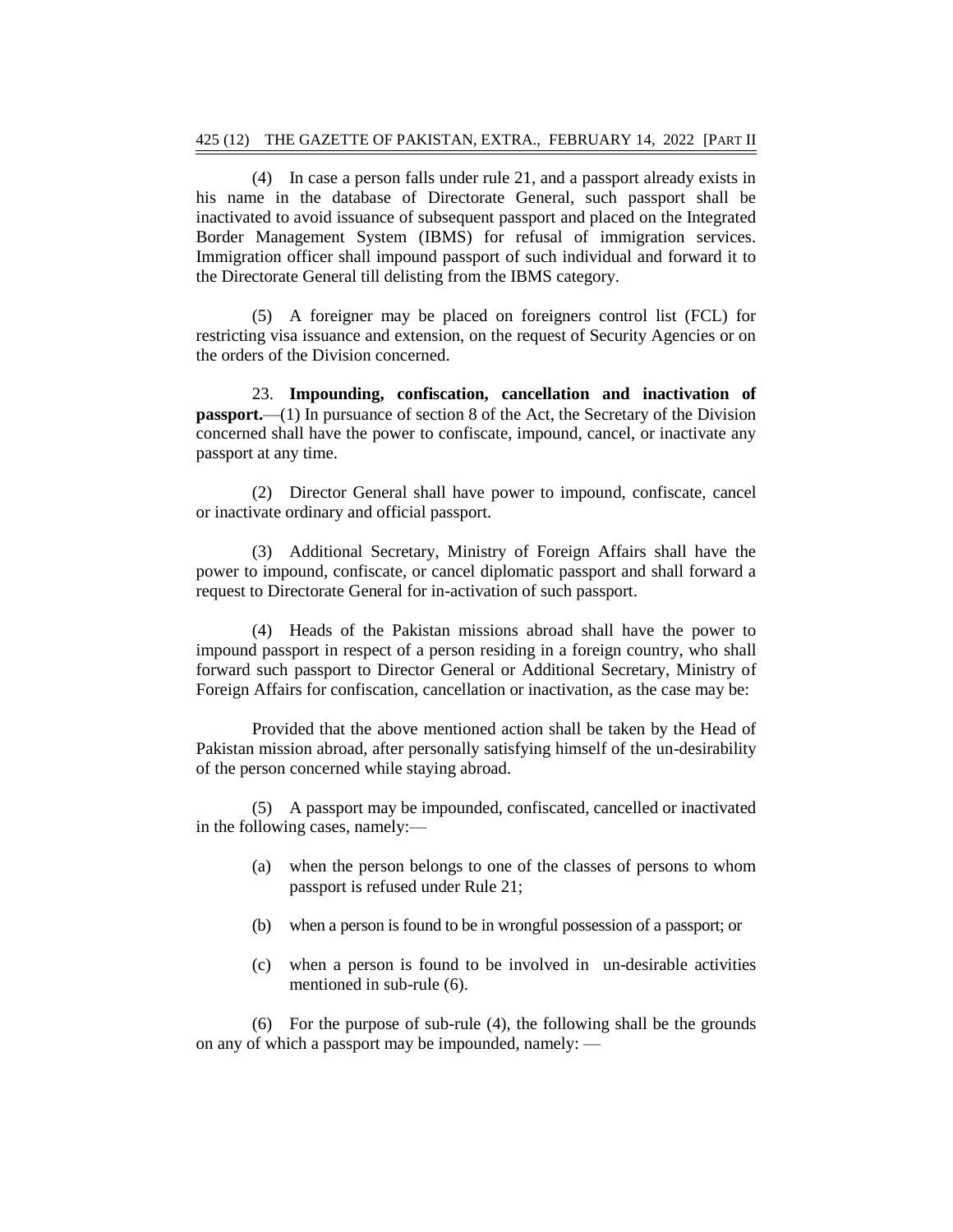(4) In case a person falls under rule 21, and a passport already exists in his name in the database of Directorate General, such passport shall be inactivated to avoid issuance of subsequent passport and placed on the Integrated Border Management System (IBMS) for refusal of immigration services. Immigration officer shall impound passport of such individual and forward it to the Directorate General till delisting from the IBMS category.

(5) A foreigner may be placed on foreigners control list (FCL) for restricting visa issuance and extension, on the request of Security Agencies or on the orders of the Division concerned.

23. **Impounding, confiscation, cancellation and inactivation of passport.**—(1) In pursuance of section 8 of the Act, the Secretary of the Division concerned shall have the power to confiscate, impound, cancel, or inactivate any passport at any time.

(2) Director General shall have power to impound, confiscate, cancel or inactivate ordinary and official passport.

(3) Additional Secretary, Ministry of Foreign Affairs shall have the power to impound, confiscate, or cancel diplomatic passport and shall forward a request to Directorate General for in-activation of such passport.

(4) Heads of the Pakistan missions abroad shall have the power to impound passport in respect of a person residing in a foreign country, who shall forward such passport to Director General or Additional Secretary, Ministry of Foreign Affairs for confiscation, cancellation or inactivation, as the case may be:

Provided that the above mentioned action shall be taken by the Head of Pakistan mission abroad, after personally satisfying himself of the un-desirability of the person concerned while staying abroad.

(5) A passport may be impounded, confiscated, cancelled or inactivated in the following cases, namely:—

(a) when the person belongs to one of the classes of persons to whom passport is refused under Rule 21;

(b) when a person is found to be in wrongful possession of a passport; or

(c) when a person is found to be involved in un-desirable activities mentioned in sub-rule (6).

(6) For the purpose of sub-rule (4), the following shall be the grounds on any of which a passport may be impounded, namely: —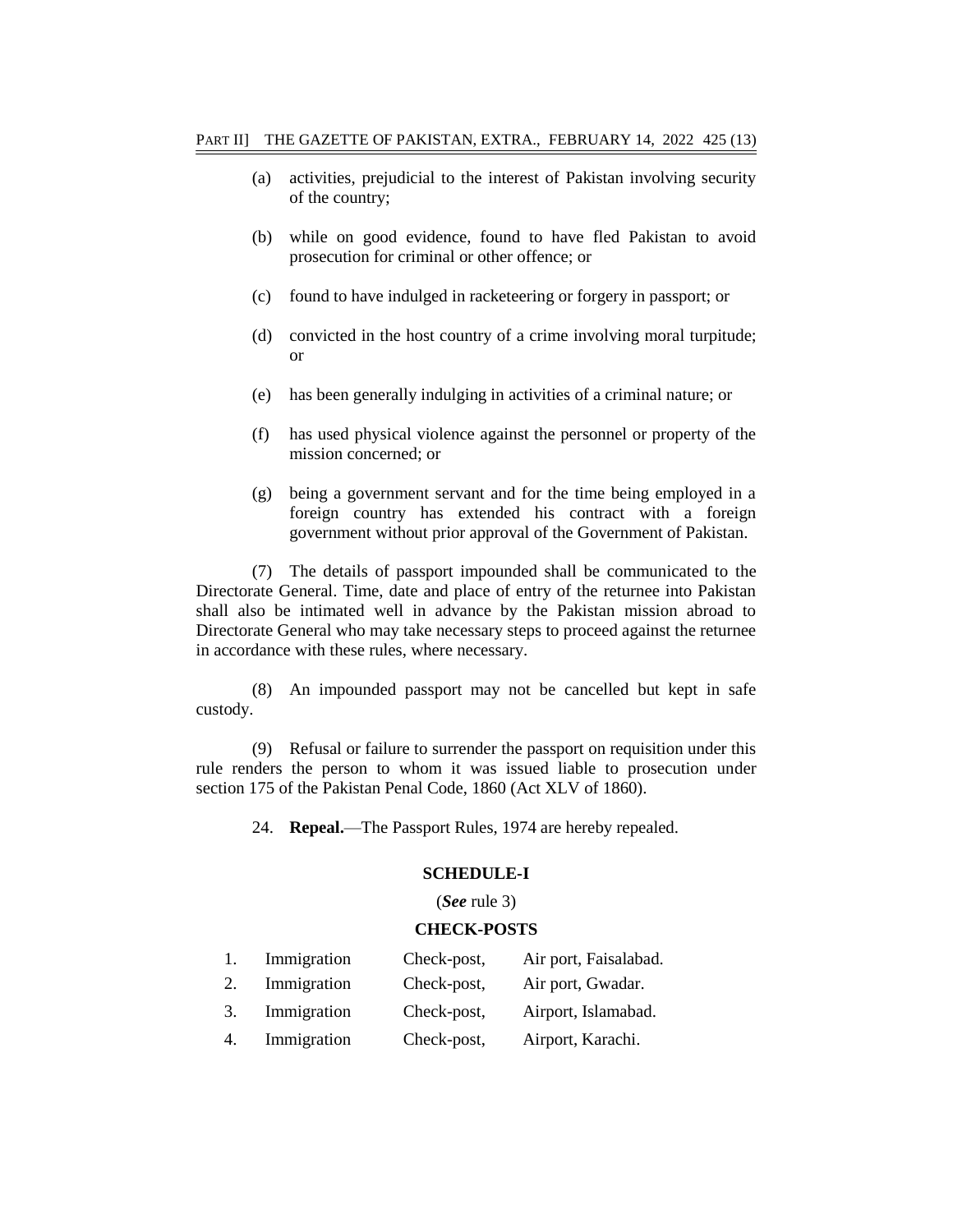(a) activities, prejudicial to the interest of Pakistan involving security of the country;

(b) while on good evidence, found to have fled Pakistan to avoid prosecution for criminal or other offence; or

(c) found to have indulged in racketeering or forgery in passport; or

(d) convicted in the host country of a crime involving moral turpitude; or

(e) has been generally indulging in activities of a criminal nature; or

(f) has used physical violence against the personnel or property of the mission concerned; or

(g) being a government servant and for the time being employed in a foreign country has extended his contract with a foreign government without prior approval of the Government of Pakistan.

(7) The details of passport impounded shall be communicated to the Directorate General. Time, date and place of entry of the returnee into Pakistan shall also be intimated well in advance by the Pakistan mission abroad to Directorate General who may take necessary steps to proceed against the returnee in accordance with these rules, where necessary.

(8) An impounded passport may not be cancelled but kept in safe custody.

(9) Refusal or failure to surrender the passport on requisition under this rule renders the person to whom it was issued liable to prosecution under section 175 of the Pakistan Penal Code, 1860 (Act XLV of 1860).

24. **Repeal.**—The Passport Rules, 1974 are hereby repealed.

**SCHEDULE-I**

(***See*** rule 3)

**CHECK-POSTS**

1. Immigration Check-post, Air port, Faisalabad.
2. Immigration Check-post, Air port, Gwadar.
3. Immigration Check-post, Airport, Islamabad.
4. Immigration Check-post, Airport, Karachi.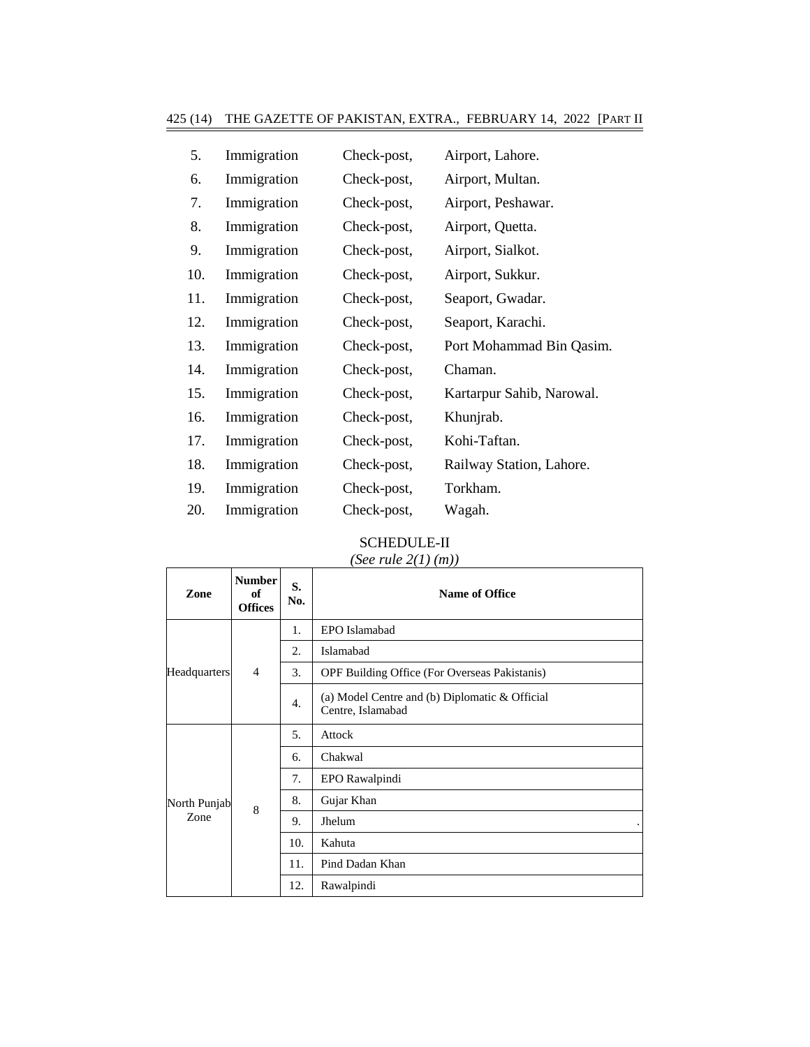5. Immigration Check-post, Airport, Lahore.
6. Immigration Check-post, Airport, Multan.
7. Immigration Check-post, Airport, Peshawar.
8. Immigration Check-post, Airport, Quetta.
9. Immigration Check-post, Airport, Sialkot.
10. Immigration Check-post, Airport, Sukkur.
11. Immigration Check-post, Seaport, Gwadar.
12. Immigration Check-post, Seaport, Karachi.
13. Immigration Check-post, Port Mohammad Bin Qasim.
14. Immigration Check-post, Chaman.
15. Immigration Check-post, Kartarpur Sahib, Narowal.
16. Immigration Check-post, Khunjrab.
17. Immigration Check-post, Kohi-Taftan.
18. Immigration Check-post, Railway Station, Lahore.
19. Immigration Check-post, Torkham.
20. Immigration Check-post, Wagah.

## SCHEDULE-II

*(See rule 2(1) (m))*

| Zone | Number of Offices | S. No. | Name of Office |
|---|---|---|---|
| Headquarters | 4 | 1. | EPO Islamabad |
| | | 2. | Islamabad |
| | | 3. | OPF Building Office (For Overseas Pakistanis) |
| | | 4. | (a) Model Centre and (b) Diplomatic & Official Centre, Islamabad |
| North Punjab Zone | 8 | 5. | Attock |
| | | 6. | Chakwal |
| | | 7. | EPO Rawalpindi |
| | | 8. | Gujar Khan |
| | | 9. | Jhelum |
| | | 10. | Kahuta |
| | | 11. | Pind Dadan Khan |
| | | 12. | Rawalpindi |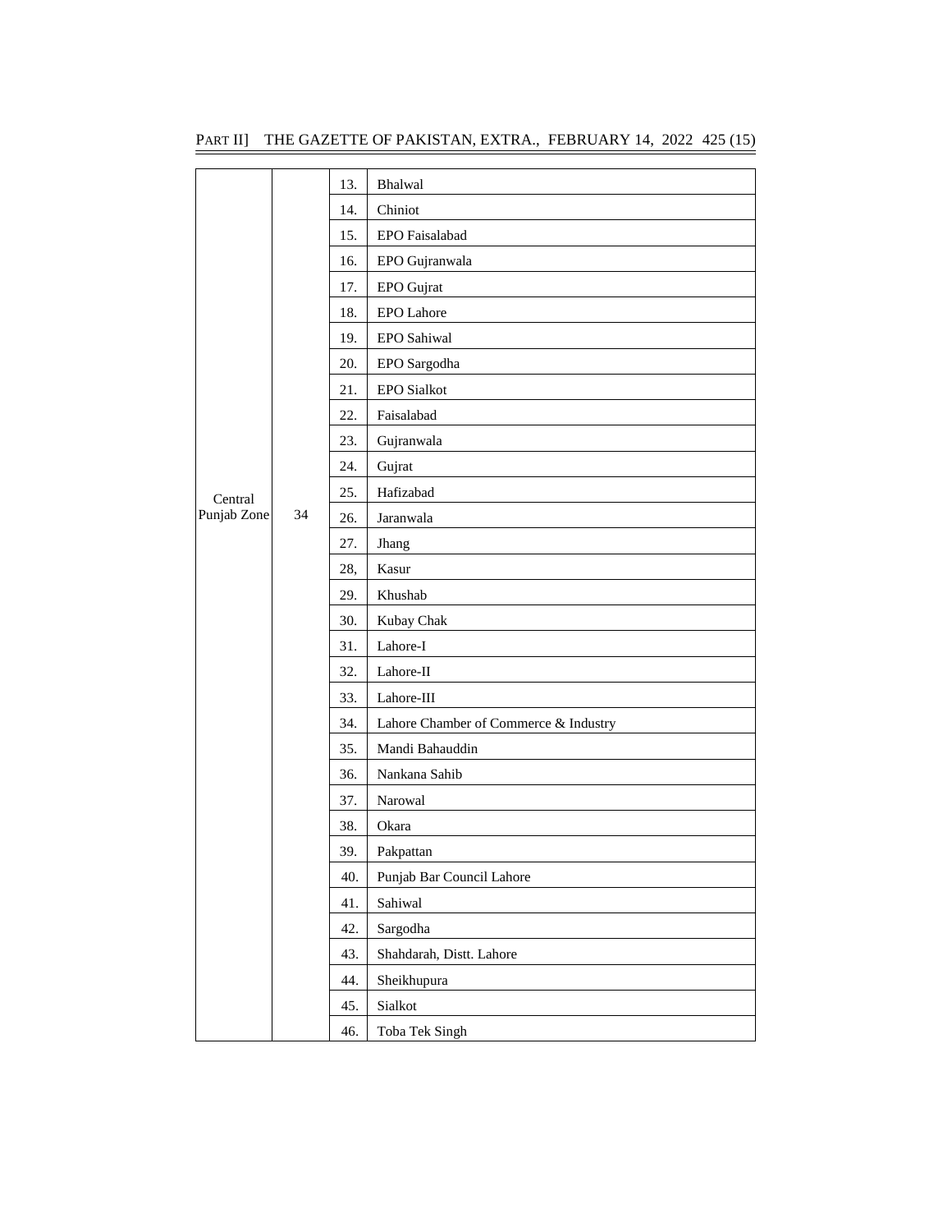| | | | |
|---|---|---|---|
| Central Punjab Zone | 34 | 13. | Bhalwal |
| | | 14. | Chiniot |
| | | 15. | EPO Faisalabad |
| | | 16. | EPO Gujranwala |
| | | 17. | EPO Gujrat |
| | | 18. | EPO Lahore |
| | | 19. | EPO Sahiwal |
| | | 20. | EPO Sargodha |
| | | 21. | EPO Sialkot |
| | | 22. | Faisalabad |
| | | 23. | Gujranwala |
| | | 24. | Gujrat |
| | | 25. | Hafizabad |
| | | 26. | Jaranwala |
| | | 27. | Jhang |
| | | 28, | Kasur |
| | | 29. | Khushab |
| | | 30. | Kubay Chak |
| | | 31. | Lahore-I |
| | | 32. | Lahore-II |
| | | 33. | Lahore-III |
| | | 34. | Lahore Chamber of Commerce & Industry |
| | | 35. | Mandi Bahauddin |
| | | 36. | Nankana Sahib |
| | | 37. | Narowal |
| | | 38. | Okara |
| | | 39. | Pakpattan |
| | | 40. | Punjab Bar Council Lahore |
| | | 41. | Sahiwal |
| | | 42. | Sargodha |
| | | 43. | Shahdarah, Distt. Lahore |
| | | 44. | Sheikhupura |
| | | 45. | Sialkot |
| | | 46. | Toba Tek Singh |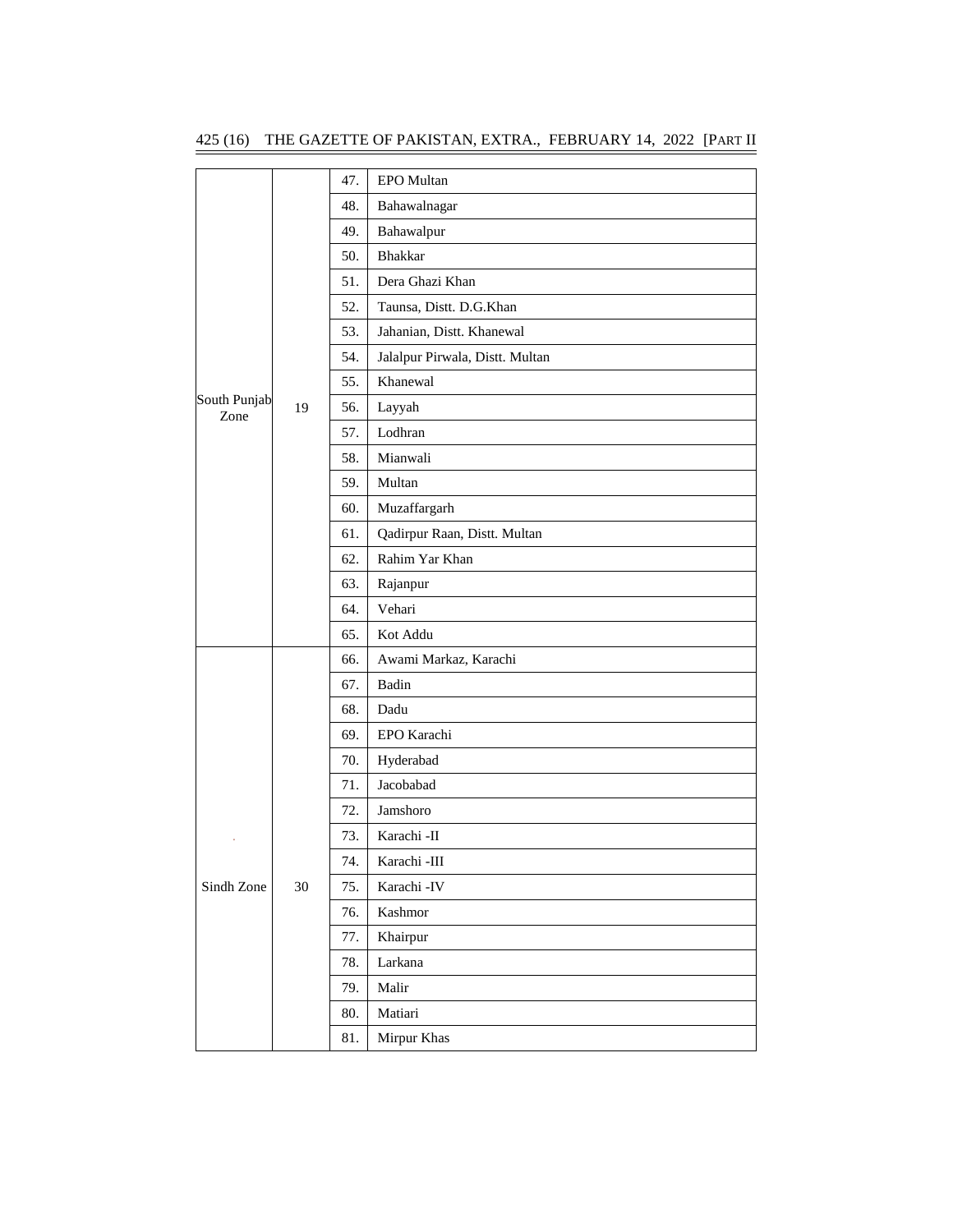| | | | |
|---|---|---|---|
| South Punjab Zone | 19 | 47. | EPO Multan |
| | | 48. | Bahawalnagar |
| | | 49. | Bahawalpur |
| | | 50. | Bhakkar |
| | | 51. | Dera Ghazi Khan |
| | | 52. | Taunsa, Distt. D.G.Khan |
| | | 53. | Jahanian, Distt. Khanewal |
| | | 54. | Jalalpur Pirwala, Distt. Multan |
| | | 55. | Khanewal |
| | | 56. | Layyah |
| | | 57. | Lodhran |
| | | 58. | Mianwali |
| | | 59. | Multan |
| | | 60. | Muzaffargarh |
| | | 61. | Qadirpur Raan, Distt. Multan |
| | | 62. | Rahim Yar Khan |
| | | 63. | Rajanpur |
| | | 64. | Vehari |
| | | 65. | Kot Addu |
| Sindh Zone | 30 | 66. | Awami Markaz, Karachi |
| | | 67. | Badin |
| | | 68. | Dadu |
| | | 69. | EPO Karachi |
| | | 70. | Hyderabad |
| | | 71. | Jacobabad |
| | | 72. | Jamshoro |
| | | 73. | Karachi -II |
| | | 74. | Karachi -III |
| | | 75. | Karachi -IV |
| | | 76. | Kashmor |
| | | 77. | Khairpur |
| | | 78. | Larkana |
| | | 79. | Malir |
| | | 80. | Matiari |
| | | 81. | Mirpur Khas |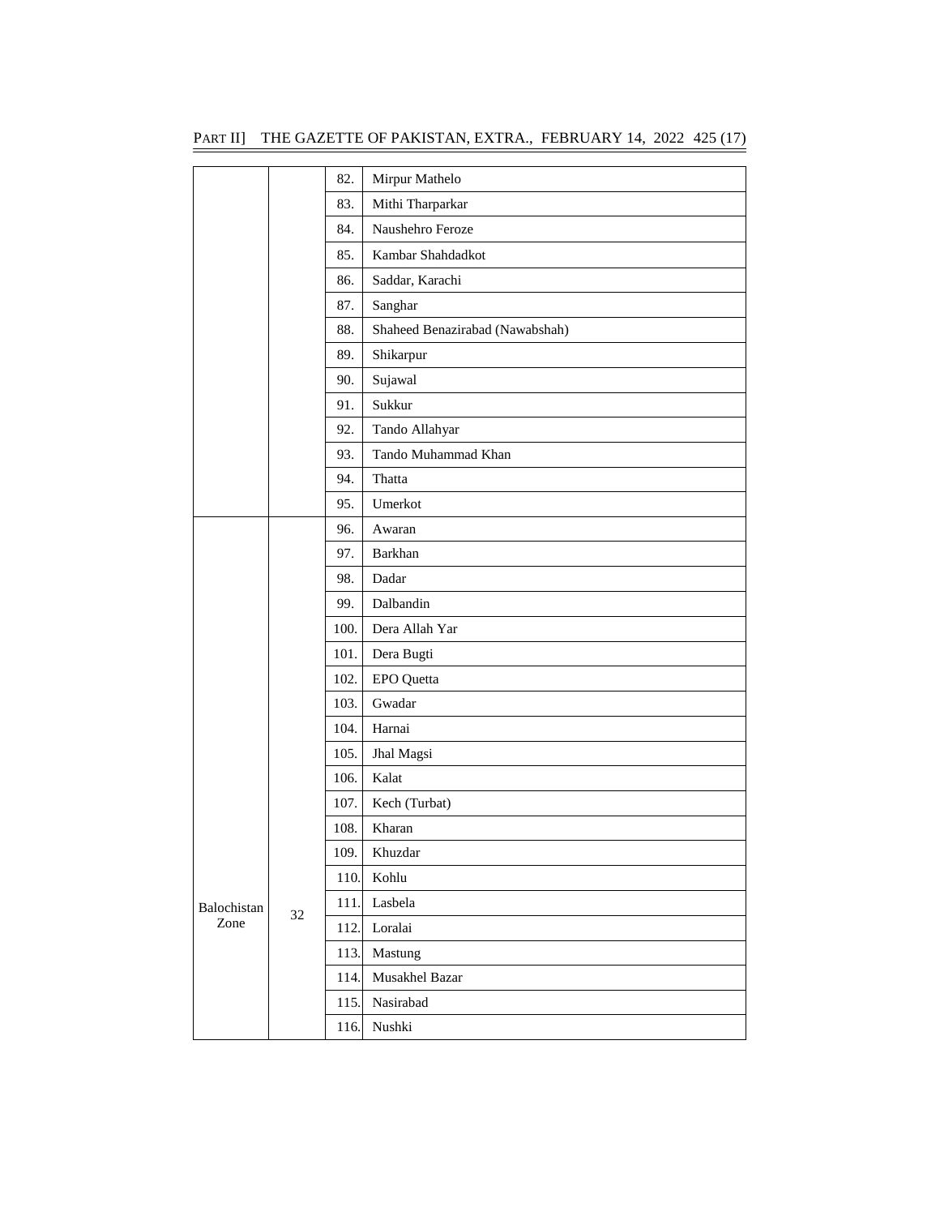| | | | |
|---|---|---|---|
| | | 82. | Mirpur Mathelo |
| | | 83. | Mithi Tharparkar |
| | | 84. | Naushehro Feroze |
| | | 85. | Kambar Shahdadkot |
| | | 86. | Saddar, Karachi |
| | | 87. | Sanghar |
| | | 88. | Shaheed Benazirabad (Nawabshah) |
| | | 89. | Shikarpur |
| | | 90. | Sujawal |
| | | 91. | Sukkur |
| | | 92. | Tando Allahyar |
| | | 93. | Tando Muhammad Khan |
| | | 94. | Thatta |
| | | 95. | Umerkot |
| Balochistan Zone | 32 | 96. | Awaran |
| | | 97. | Barkhan |
| | | 98. | Dadar |
| | | 99. | Dalbandin |
| | | 100. | Dera Allah Yar |
| | | 101. | Dera Bugti |
| | | 102. | EPO Quetta |
| | | 103. | Gwadar |
| | | 104. | Harnai |
| | | 105. | Jhal Magsi |
| | | 106. | Kalat |
| | | 107. | Kech (Turbat) |
| | | 108. | Kharan |
| | | 109. | Khuzdar |
| | | 110. | Kohlu |
| | | 111. | Lasbela |
| | | 112. | Loralai |
| | | 113. | Mastung |
| | | 114. | Musakhel Bazar |
| | | 115. | Nasirabad |
| | | 116. | Nushki |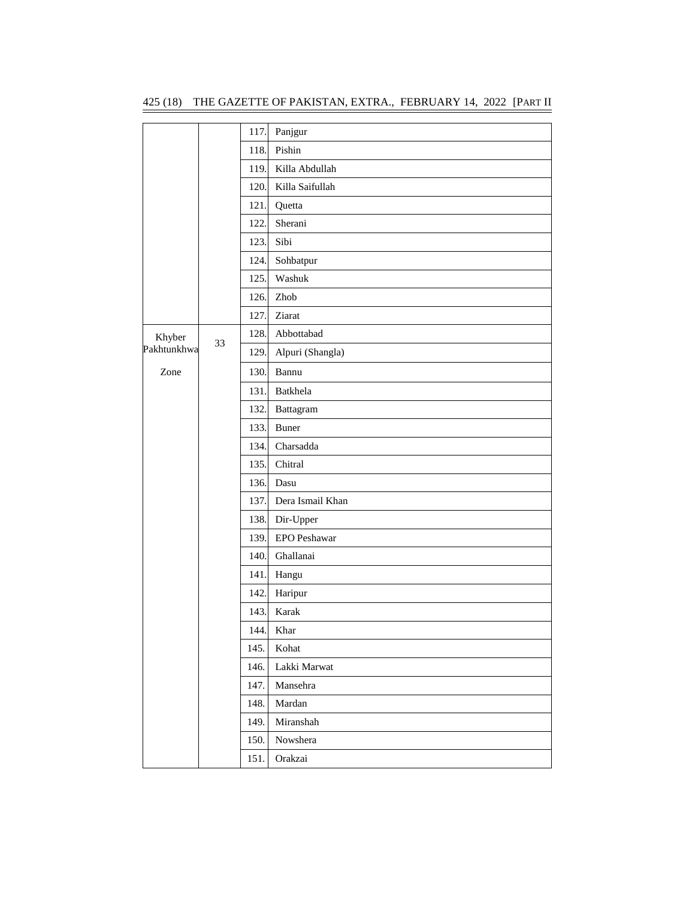| | | | |
|---|---|---|---|
| | | 117. | Panjgur |
| | | 118. | Pishin |
| | | 119. | Killa Abdullah |
| | | 120. | Killa Saifullah |
| | | 121. | Quetta |
| | | 122. | Sherani |
| | | 123. | Sibi |
| | | 124. | Sohbatpur |
| | | 125. | Washuk |
| | | 126. | Zhob |
| | | 127. | Ziarat |
| Khyber Pakhtunkhwa Zone | 33 | 128. | Abbottabad |
| | | 129. | Alpuri (Shangla) |
| | | 130. | Bannu |
| | | 131. | Batkhela |
| | | 132. | Battagram |
| | | 133. | Buner |
| | | 134. | Charsadda |
| | | 135. | Chitral |
| | | 136. | Dasu |
| | | 137. | Dera Ismail Khan |
| | | 138. | Dir-Upper |
| | | 139. | EPO Peshawar |
| | | 140. | Ghallanai |
| | | 141. | Hangu |
| | | 142. | Haripur |
| | | 143. | Karak |
| | | 144. | Khar |
| | | 145. | Kohat |
| | | 146. | Lakki Marwat |
| | | 147. | Mansehra |
| | | 148. | Mardan |
| | | 149. | Miranshah |
| | | 150. | Nowshera |
| | | 151. | Orakzai |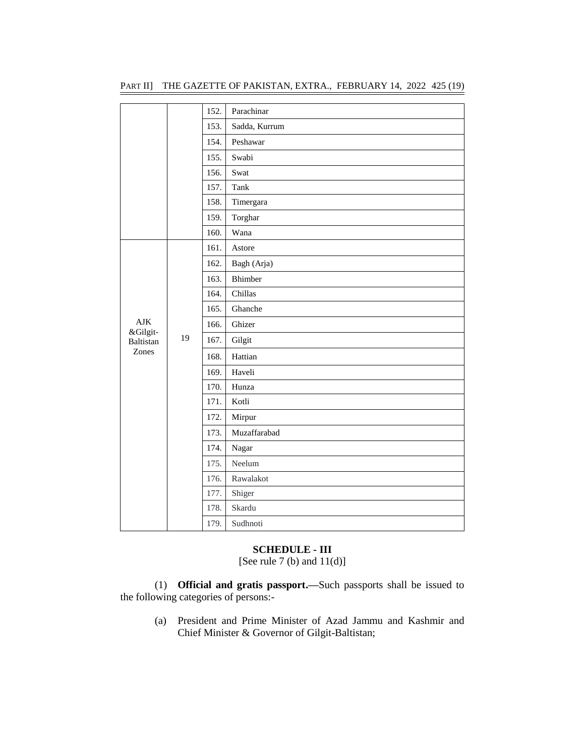| | | | |
|---|---|---|---|
| | | 152. | Parachinar |
| | | 153. | Sadda, Kurrum |
| | | 154. | Peshawar |
| | | 155. | Swabi |
| | | 156. | Swat |
| | | 157. | Tank |
| | | 158. | Timergara |
| | | 159. | Torghar |
| | | 160. | Wana |
| AJK &Gilgit-Baltistan Zones | 19 | 161. | Astore |
| | | 162. | Bagh (Arja) |
| | | 163. | Bhimber |
| | | 164. | Chillas |
| | | 165. | Ghanche |
| | | 166. | Ghizer |
| | | 167. | Gilgit |
| | | 168. | Hattian |
| | | 169. | Haveli |
| | | 170. | Hunza |
| | | 171. | Kotli |
| | | 172. | Mirpur |
| | | 173. | Muzaffarabad |
| | | 174. | Nagar |
| | | 175. | Neelum |
| | | 176. | Rawalakot |
| | | 177. | Shiger |
| | | 178. | Skardu |
| | | 179. | Sudhnoti |

## SCHEDULE - III

[See rule 7 (b) and 11(d)]

(1) **Official and gratis passport.**—Such passports shall be issued to the following categories of persons:-

(a) President and Prime Minister of Azad Jammu and Kashmir and Chief Minister & Governor of Gilgit-Baltistan;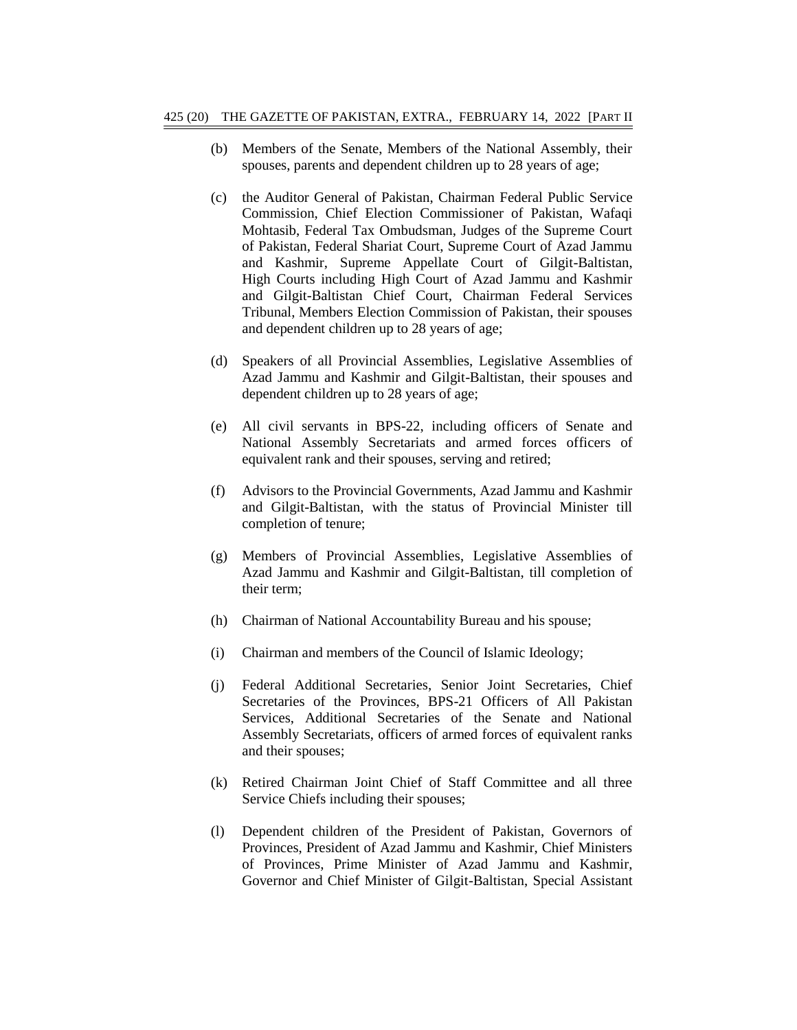(b) Members of the Senate, Members of the National Assembly, their spouses, parents and dependent children up to 28 years of age;

(c) the Auditor General of Pakistan, Chairman Federal Public Service Commission, Chief Election Commissioner of Pakistan, Wafaqi Mohtasib, Federal Tax Ombudsman, Judges of the Supreme Court of Pakistan, Federal Shariat Court, Supreme Court of Azad Jammu and Kashmir, Supreme Appellate Court of Gilgit-Baltistan, High Courts including High Court of Azad Jammu and Kashmir and Gilgit-Baltistan Chief Court, Chairman Federal Services Tribunal, Members Election Commission of Pakistan, their spouses and dependent children up to 28 years of age;

(d) Speakers of all Provincial Assemblies, Legislative Assemblies of Azad Jammu and Kashmir and Gilgit-Baltistan, their spouses and dependent children up to 28 years of age;

(e) All civil servants in BPS-22, including officers of Senate and National Assembly Secretariats and armed forces officers of equivalent rank and their spouses, serving and retired;

(f) Advisors to the Provincial Governments, Azad Jammu and Kashmir and Gilgit-Baltistan, with the status of Provincial Minister till completion of tenure;

(g) Members of Provincial Assemblies, Legislative Assemblies of Azad Jammu and Kashmir and Gilgit-Baltistan, till completion of their term;

(h) Chairman of National Accountability Bureau and his spouse;

(i) Chairman and members of the Council of Islamic Ideology;

(j) Federal Additional Secretaries, Senior Joint Secretaries, Chief Secretaries of the Provinces, BPS-21 Officers of All Pakistan Services, Additional Secretaries of the Senate and National Assembly Secretariats, officers of armed forces of equivalent ranks and their spouses;

(k) Retired Chairman Joint Chief of Staff Committee and all three Service Chiefs including their spouses;

(l) Dependent children of the President of Pakistan, Governors of Provinces, President of Azad Jammu and Kashmir, Chief Ministers of Provinces, Prime Minister of Azad Jammu and Kashmir, Governor and Chief Minister of Gilgit-Baltistan, Special Assistant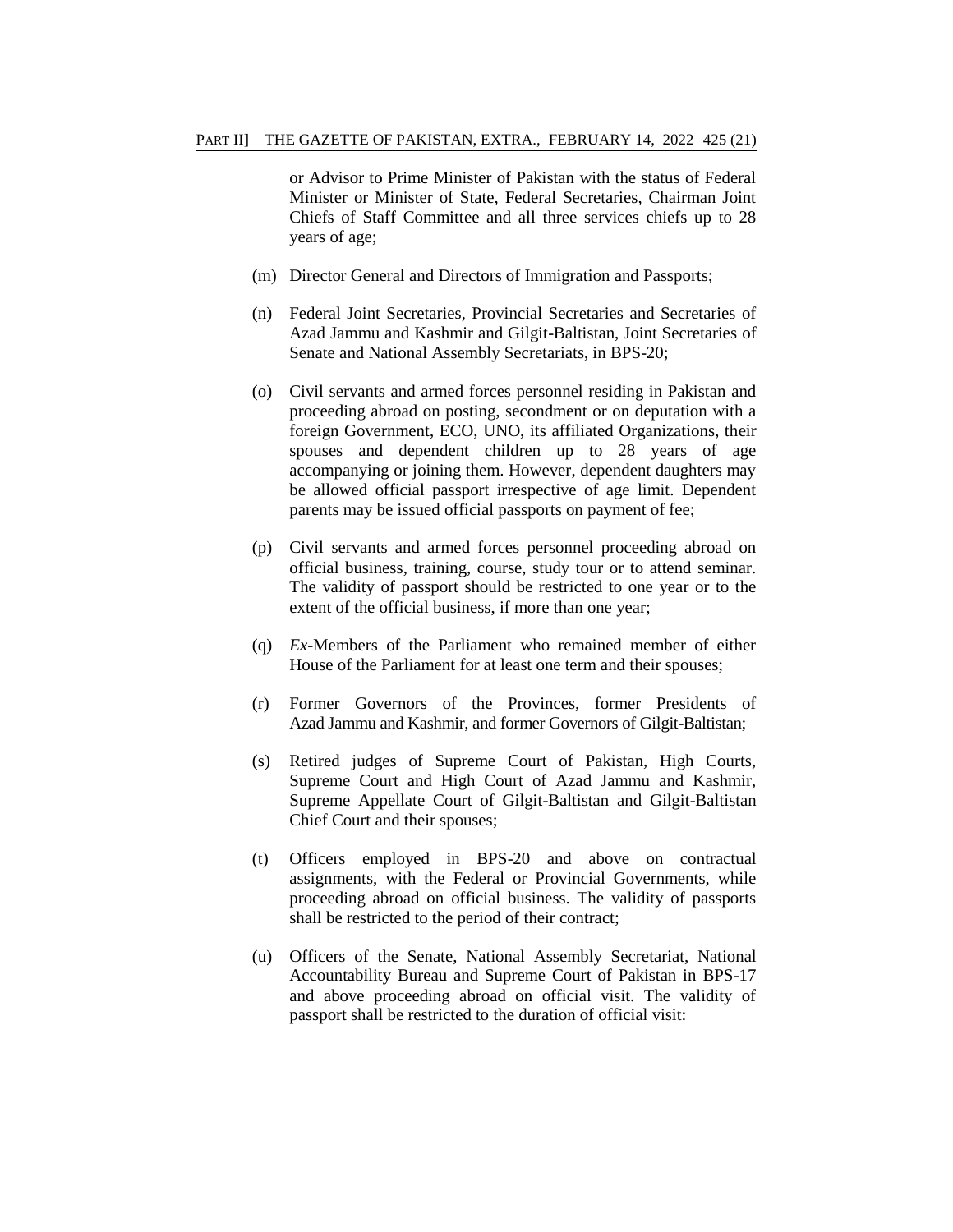or Advisor to Prime Minister of Pakistan with the status of Federal Minister or Minister of State, Federal Secretaries, Chairman Joint Chiefs of Staff Committee and all three services chiefs up to 28 years of age;

(m) Director General and Directors of Immigration and Passports;

(n) Federal Joint Secretaries, Provincial Secretaries and Secretaries of Azad Jammu and Kashmir and Gilgit-Baltistan, Joint Secretaries of Senate and National Assembly Secretariats, in BPS-20;

(o) Civil servants and armed forces personnel residing in Pakistan and proceeding abroad on posting, secondment or on deputation with a foreign Government, ECO, UNO, its affiliated Organizations, their spouses and dependent children up to 28 years of age accompanying or joining them. However, dependent daughters may be allowed official passport irrespective of age limit. Dependent parents may be issued official passports on payment of fee;

(p) Civil servants and armed forces personnel proceeding abroad on official business, training, course, study tour or to attend seminar. The validity of passport should be restricted to one year or to the extent of the official business, if more than one year;

(q) *Ex*-Members of the Parliament who remained member of either House of the Parliament for at least one term and their spouses;

(r) Former Governors of the Provinces, former Presidents of Azad Jammu and Kashmir, and former Governors of Gilgit-Baltistan;

(s) Retired judges of Supreme Court of Pakistan, High Courts, Supreme Court and High Court of Azad Jammu and Kashmir, Supreme Appellate Court of Gilgit-Baltistan and Gilgit-Baltistan Chief Court and their spouses;

(t) Officers employed in BPS-20 and above on contractual assignments, with the Federal or Provincial Governments, while proceeding abroad on official business. The validity of passports shall be restricted to the period of their contract;

(u) Officers of the Senate, National Assembly Secretariat, National Accountability Bureau and Supreme Court of Pakistan in BPS-17 and above proceeding abroad on official visit. The validity of passport shall be restricted to the duration of official visit: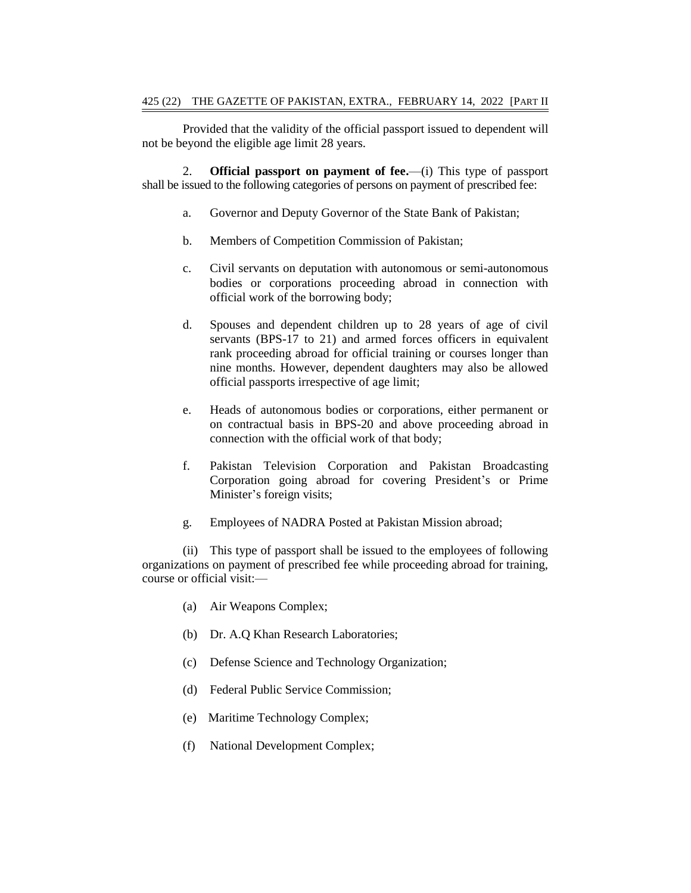Provided that the validity of the official passport issued to dependent will not be beyond the eligible age limit 28 years.

2. **Official passport on payment of fee.**—(i) This type of passport shall be issued to the following categories of persons on payment of prescribed fee:

a. Governor and Deputy Governor of the State Bank of Pakistan;

b. Members of Competition Commission of Pakistan;

c. Civil servants on deputation with autonomous or semi-autonomous bodies or corporations proceeding abroad in connection with official work of the borrowing body;

d. Spouses and dependent children up to 28 years of age of civil servants (BPS-17 to 21) and armed forces officers in equivalent rank proceeding abroad for official training or courses longer than nine months. However, dependent daughters may also be allowed official passports irrespective of age limit;

e. Heads of autonomous bodies or corporations, either permanent or on contractual basis in BPS-20 and above proceeding abroad in connection with the official work of that body;

f. Pakistan Television Corporation and Pakistan Broadcasting Corporation going abroad for covering President's or Prime Minister's foreign visits;

g. Employees of NADRA Posted at Pakistan Mission abroad;

(ii) This type of passport shall be issued to the employees of following organizations on payment of prescribed fee while proceeding abroad for training, course or official visit:—

(a) Air Weapons Complex;

(b) Dr. A.Q Khan Research Laboratories;

(c) Defense Science and Technology Organization;

(d) Federal Public Service Commission;

(e) Maritime Technology Complex;

(f) National Development Complex;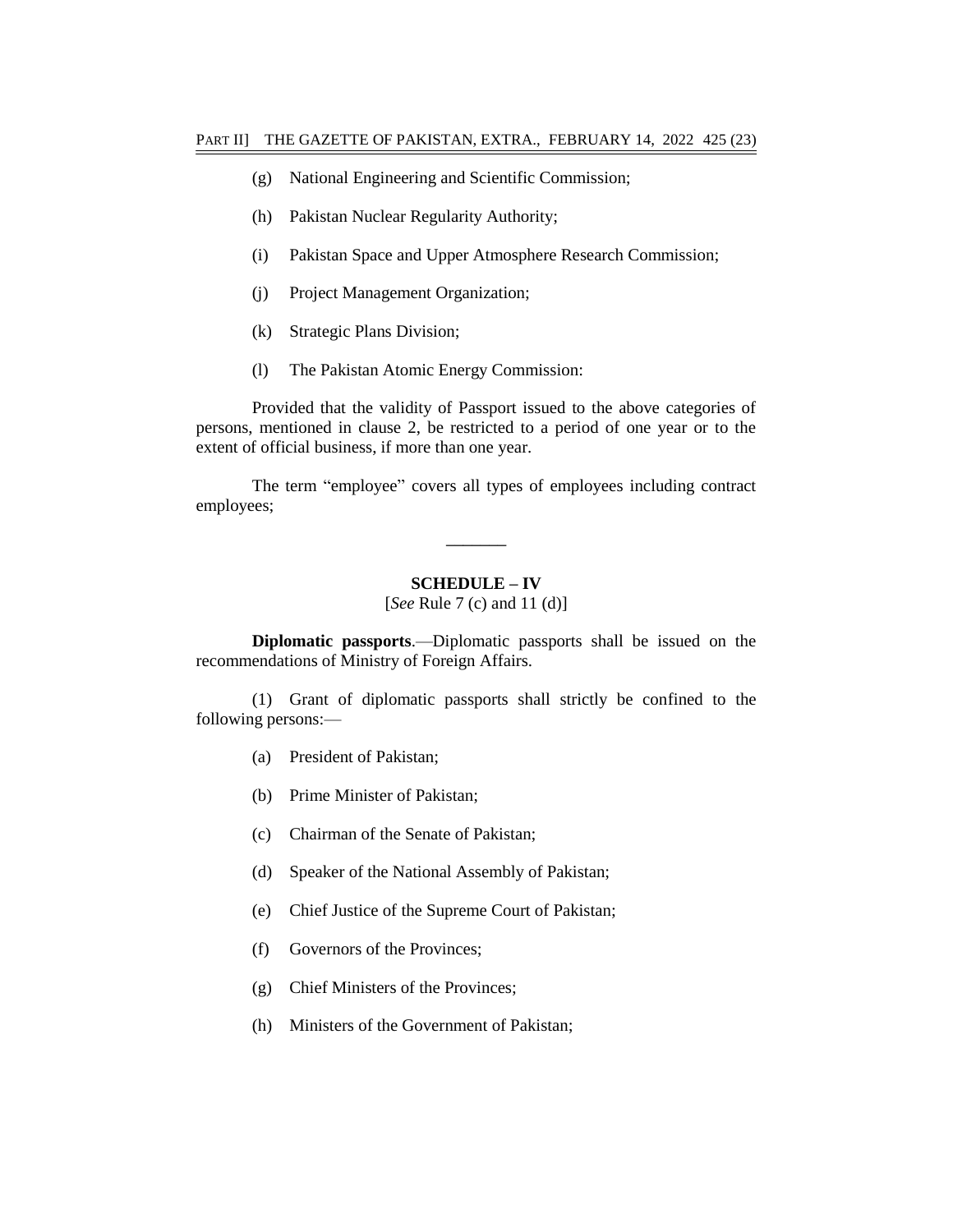(g) National Engineering and Scientific Commission;

(h) Pakistan Nuclear Regularity Authority;

(i) Pakistan Space and Upper Atmosphere Research Commission;

(j) Project Management Organization;

(k) Strategic Plans Division;

(l) The Pakistan Atomic Energy Commission:

Provided that the validity of Passport issued to the above categories of persons, mentioned in clause 2, be restricted to a period of one year or to the extent of official business, if more than one year.

The term "employee" covers all types of employees including contract employees;

---

## SCHEDULE – IV

[*See* Rule 7 (c) and 11 (d)]

**Diplomatic passports**.—Diplomatic passports shall be issued on the recommendations of Ministry of Foreign Affairs.

(1) Grant of diplomatic passports shall strictly be confined to the following persons:—

(a) President of Pakistan;

(b) Prime Minister of Pakistan;

(c) Chairman of the Senate of Pakistan;

(d) Speaker of the National Assembly of Pakistan;

(e) Chief Justice of the Supreme Court of Pakistan;

(f) Governors of the Provinces;

(g) Chief Ministers of the Provinces;

(h) Ministers of the Government of Pakistan;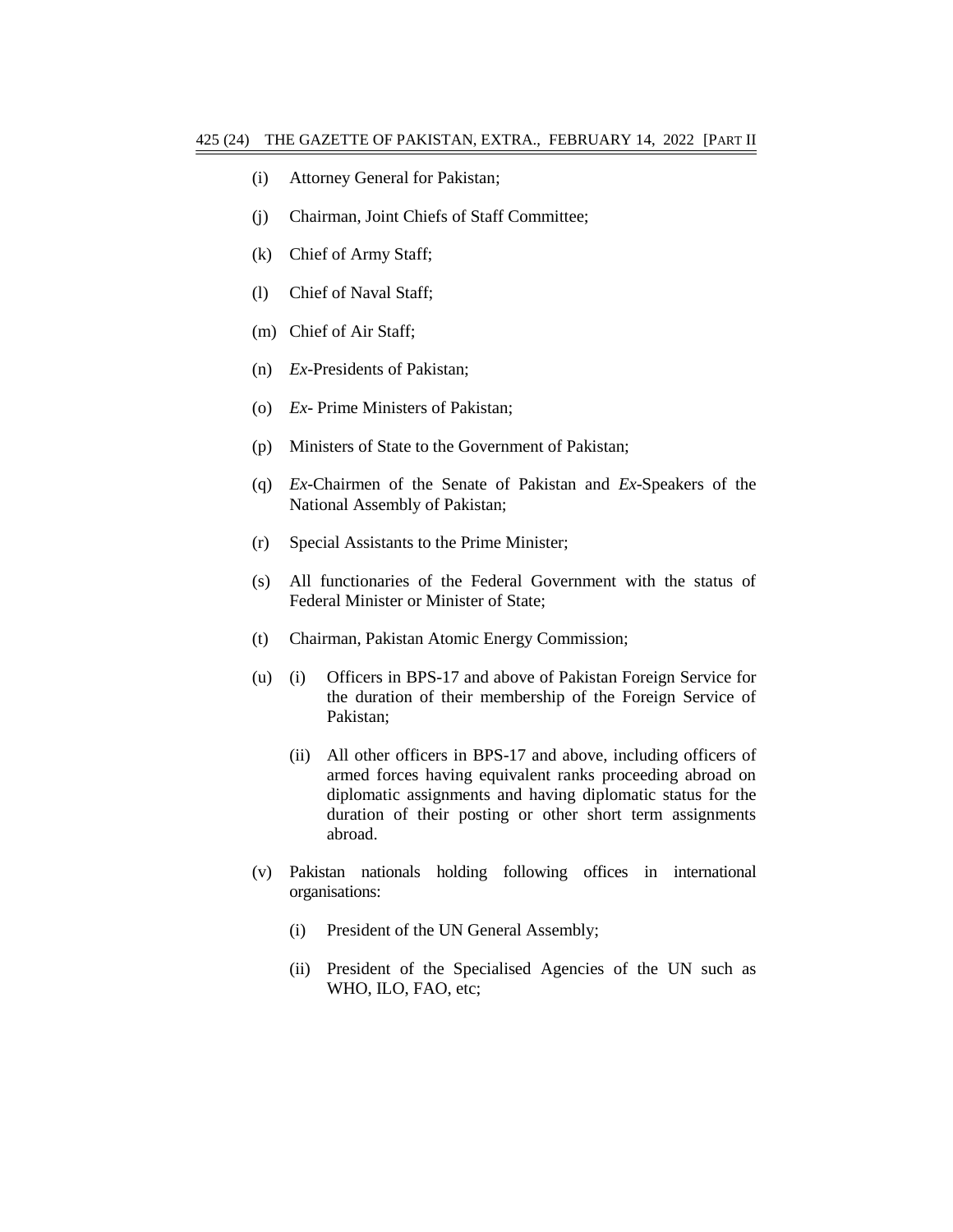(i) Attorney General for Pakistan;

(j) Chairman, Joint Chiefs of Staff Committee;

(k) Chief of Army Staff;

(l) Chief of Naval Staff;

(m) Chief of Air Staff;

(n) *Ex*-Presidents of Pakistan;

(o) *Ex*- Prime Ministers of Pakistan;

(p) Ministers of State to the Government of Pakistan;

(q) *Ex*-Chairmen of the Senate of Pakistan and *Ex*-Speakers of the National Assembly of Pakistan;

(r) Special Assistants to the Prime Minister;

(s) All functionaries of the Federal Government with the status of Federal Minister or Minister of State;

(t) Chairman, Pakistan Atomic Energy Commission;

(u) (i) Officers in BPS-17 and above of Pakistan Foreign Service for the duration of their membership of the Foreign Service of Pakistan;

  (ii) All other officers in BPS-17 and above, including officers of armed forces having equivalent ranks proceeding abroad on diplomatic assignments and having diplomatic status for the duration of their posting or other short term assignments abroad.

(v) Pakistan nationals holding following offices in international organisations:

  (i) President of the UN General Assembly;

  (ii) President of the Specialised Agencies of the UN such as WHO, ILO, FAO, etc;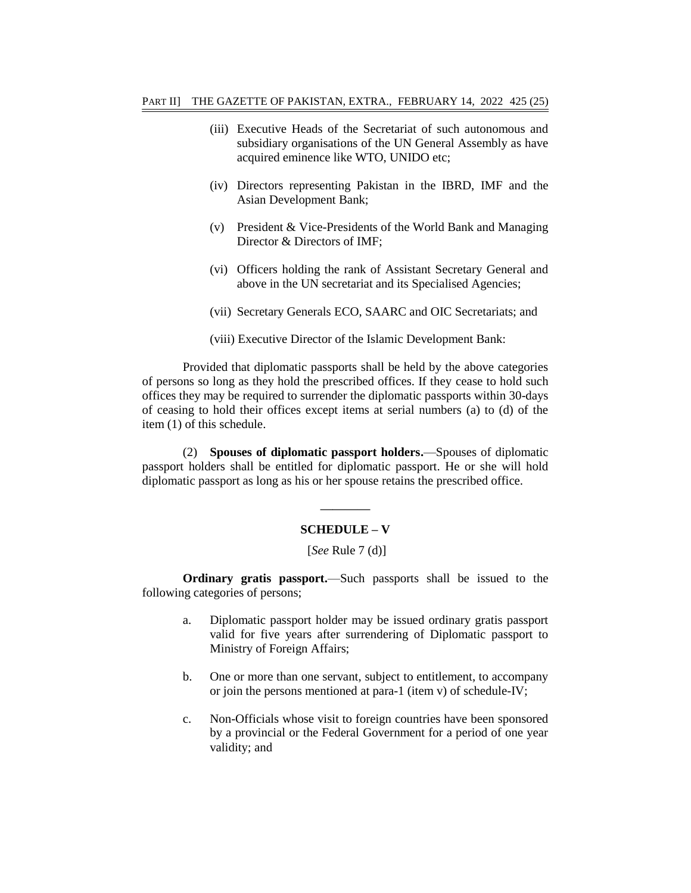(iii) Executive Heads of the Secretariat of such autonomous and subsidiary organisations of the UN General Assembly as have acquired eminence like WTO, UNIDO etc;

(iv) Directors representing Pakistan in the IBRD, IMF and the Asian Development Bank;

(v) President & Vice-Presidents of the World Bank and Managing Director & Directors of IMF;

(vi) Officers holding the rank of Assistant Secretary General and above in the UN secretariat and its Specialised Agencies;

(vii) Secretary Generals ECO, SAARC and OIC Secretariats; and

(viii) Executive Director of the Islamic Development Bank:

Provided that diplomatic passports shall be held by the above categories of persons so long as they hold the prescribed offices. If they cease to hold such offices they may be required to surrender the diplomatic passports within 30-days of ceasing to hold their offices except items at serial numbers (a) to (d) of the item (1) of this schedule.

(2) **Spouses of diplomatic passport holders.**—Spouses of diplomatic passport holders shall be entitled for diplomatic passport. He or she will hold diplomatic passport as long as his or her spouse retains the prescribed office.

---

## SCHEDULE – V

[*See* Rule 7 (d)]

**Ordinary gratis passport.**—Such passports shall be issued to the following categories of persons;

a. Diplomatic passport holder may be issued ordinary gratis passport valid for five years after surrendering of Diplomatic passport to Ministry of Foreign Affairs;

b. One or more than one servant, subject to entitlement, to accompany or join the persons mentioned at para-1 (item v) of schedule-IV;

c. Non-Officials whose visit to foreign countries have been sponsored by a provincial or the Federal Government for a period of one year validity; and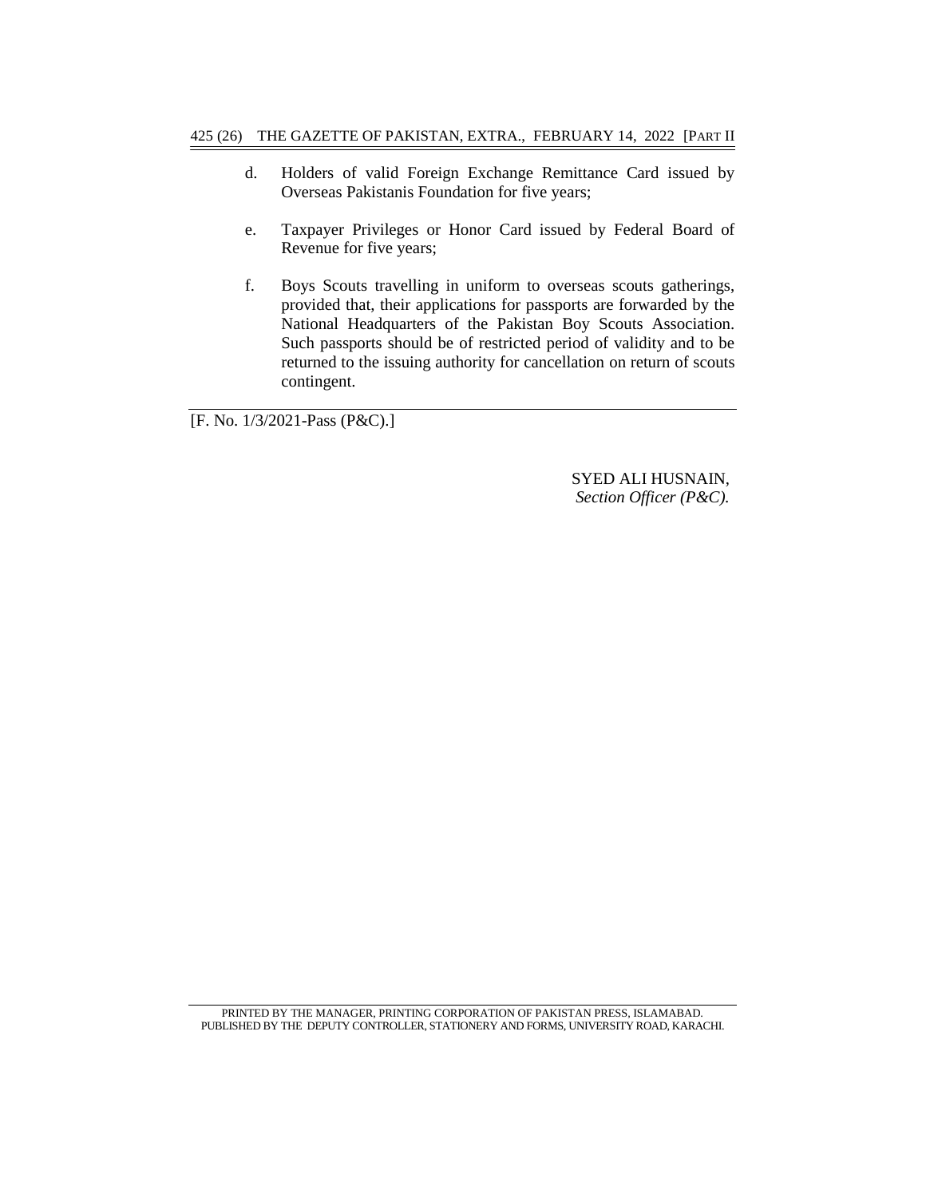d. Holders of valid Foreign Exchange Remittance Card issued by Overseas Pakistanis Foundation for five years;

e. Taxpayer Privileges or Honor Card issued by Federal Board of Revenue for five years;

f. Boys Scouts travelling in uniform to overseas scouts gatherings, provided that, their applications for passports are forwarded by the National Headquarters of the Pakistan Boy Scouts Association. Such passports should be of restricted period of validity and to be returned to the issuing authority for cancellation on return of scouts contingent.

[F. No. 1/3/2021-Pass (P&C).]

SYED ALI HUSNAIN,
*Section Officer (P&C).*

PRINTED BY THE MANAGER, PRINTING CORPORATION OF PAKISTAN PRESS, ISLAMABAD.
PUBLISHED BY THE DEPUTY CONTROLLER, STATIONERY AND FORMS, UNIVERSITY ROAD, KARACHI.